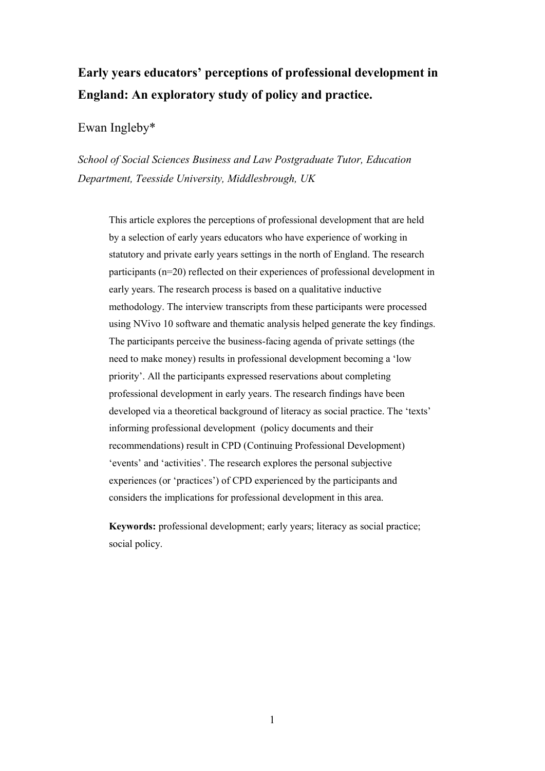# Early years educators' perceptions of professional development in England: An exploratory study of policy and practice.

Ewan Ingleby*

*School of Social Sciences Business and Law Postgraduate Tutor, Education Department, Teesside University, Middlesbrough, UK*

This article explores the perceptions of professional development that are held by a selection of early years educators who have experience of working in statutory and private early years settings in the north of England. The research participants (n=20) reflected on their experiences of professional development in early years. The research process is based on a qualitative inductive methodology. The interview transcripts from these participants were processed using NVivo 10 software and thematic analysis helped generate the key findings. The participants perceive the business-facing agenda of private settings (the need to make money) results in professional development becoming a 'low priority'. All the participants expressed reservations about completing professional development in early years. The research findings have been developed via a theoretical background of literacy as social practice. The 'texts' informing professional development (policy documents and their recommendations) result in CPD (Continuing Professional Development) 'events' and 'activities'. The research explores the personal subjective experiences (or 'practices') of CPD experienced by the participants and considers the implications for professional development in this area.

**Keywords:** professional development; early years; literacy as social practice; social policy.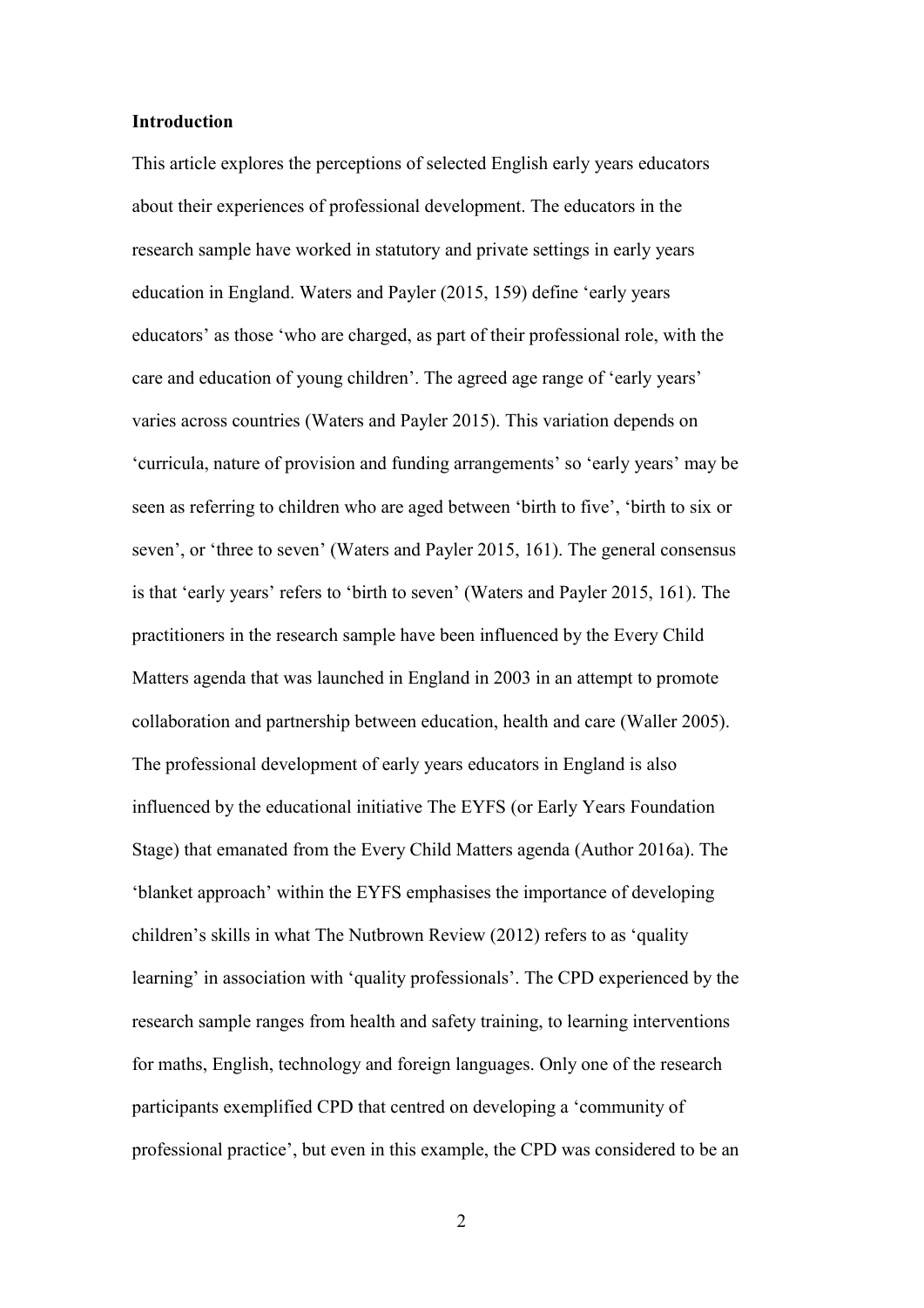**Introduction**

This article explores the perceptions of selected English early years educators about their experiences of professional development. The educators in the research sample have worked in statutory and private settings in early years education in England. Waters and Payler (2015, 159) define 'early years educators' as those 'who are charged, as part of their professional role, with the care and education of young children'. The agreed age range of 'early years' varies across countries (Waters and Payler 2015). This variation depends on 'curricula, nature of provision and funding arrangements' so 'early years' may be seen as referring to children who are aged between 'birth to five', 'birth to six or seven', or 'three to seven' (Waters and Payler 2015, 161). The general consensus is that 'early years' refers to 'birth to seven' (Waters and Payler 2015, 161). The practitioners in the research sample have been influenced by the Every Child Matters agenda that was launched in England in 2003 in an attempt to promote collaboration and partnership between education, health and care (Waller 2005). The professional development of early years educators in England is also influenced by the educational initiative The EYFS (or Early Years Foundation Stage) that emanated from the Every Child Matters agenda (Author 2016a). The 'blanket approach' within the EYFS emphasises the importance of developing children's skills in what The Nutbrown Review (2012) refers to as 'quality learning' in association with 'quality professionals'. The CPD experienced by the research sample ranges from health and safety training, to learning interventions for maths, English, technology and foreign languages. Only one of the research participants exemplified CPD that centred on developing a 'community of professional practice', but even in this example, the CPD was considered to be an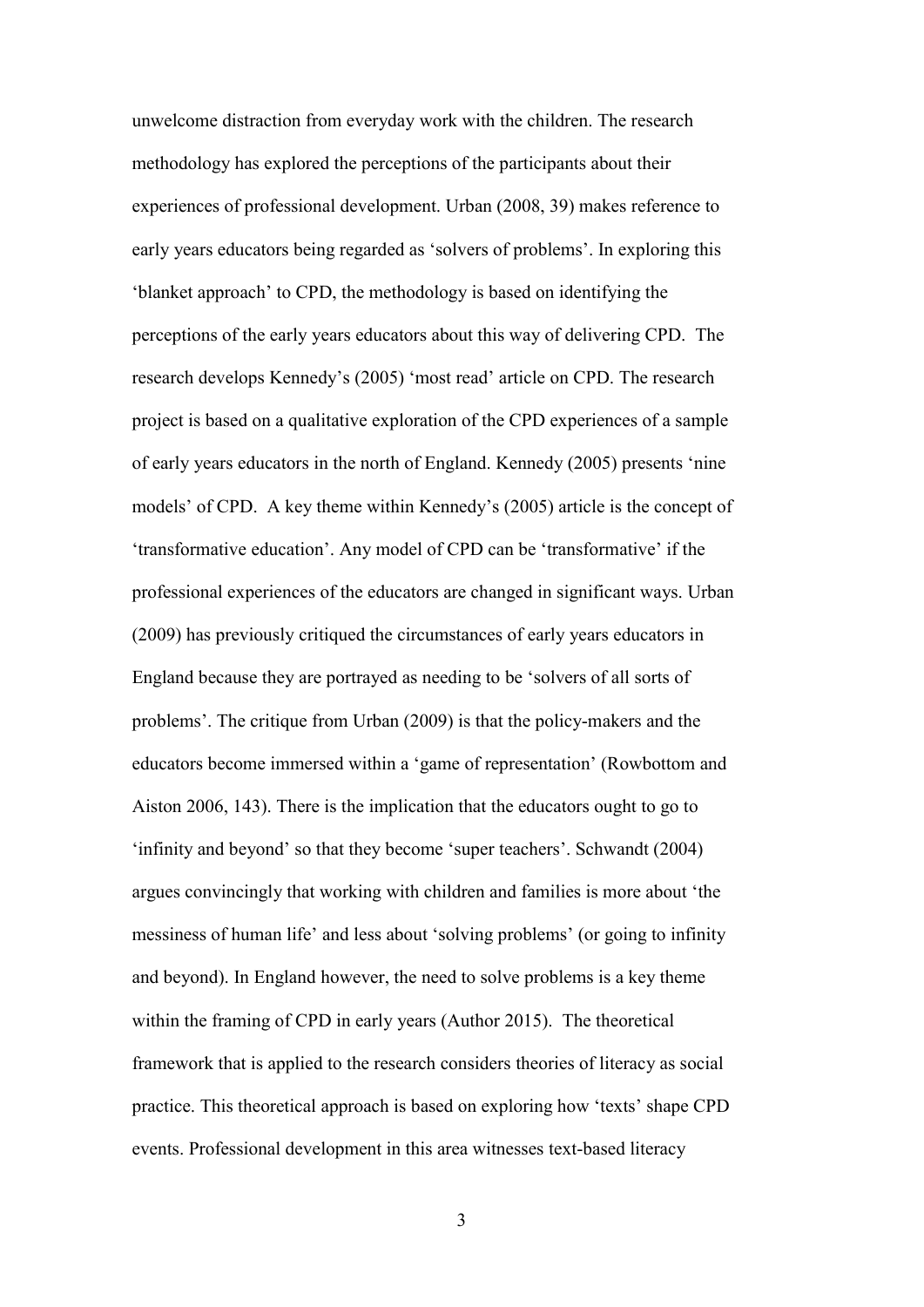unwelcome distraction from everyday work with the children. The research methodology has explored the perceptions of the participants about their experiences of professional development. Urban (2008, 39) makes reference to early years educators being regarded as 'solvers of problems'. In exploring this 'blanket approach' to CPD, the methodology is based on identifying the perceptions of the early years educators about this way of delivering CPD. The research develops Kennedy's (2005) 'most read' article on CPD. The research project is based on a qualitative exploration of the CPD experiences of a sample of early years educators in the north of England. Kennedy (2005) presents 'nine models' of CPD. A key theme within Kennedy's (2005) article is the concept of 'transformative education'. Any model of CPD can be 'transformative' if the professional experiences of the educators are changed in significant ways. Urban (2009) has previously critiqued the circumstances of early years educators in England because they are portrayed as needing to be 'solvers of all sorts of problems'. The critique from Urban (2009) is that the policy-makers and the educators become immersed within a 'game of representation' (Rowbottom and Aiston 2006, 143). There is the implication that the educators ought to go to 'infinity and beyond' so that they become 'super teachers'. Schwandt (2004) argues convincingly that working with children and families is more about 'the messiness of human life' and less about 'solving problems' (or going to infinity and beyond). In England however, the need to solve problems is a key theme within the framing of CPD in early years (Author 2015). The theoretical framework that is applied to the research considers theories of literacy as social practice. This theoretical approach is based on exploring how 'texts' shape CPD events. Professional development in this area witnesses text-based literacy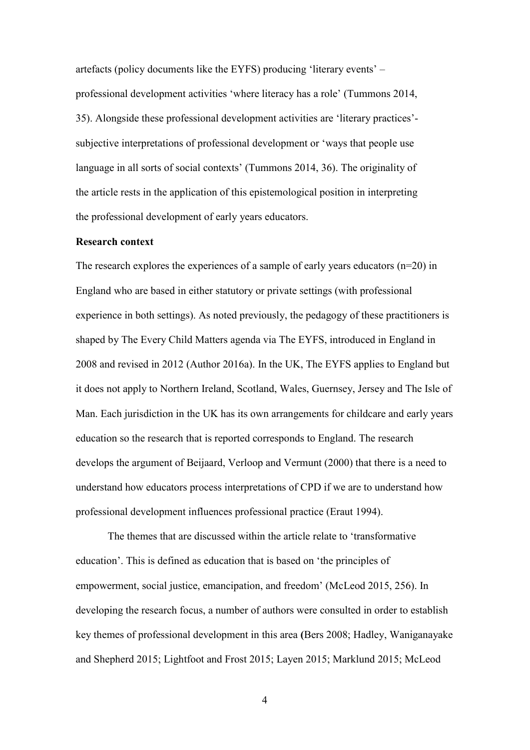artefacts (policy documents like the EYFS) producing 'literary events' – professional development activities 'where literacy has a role' (Tummons 2014, 35). Alongside these professional development activities are 'literary practices'- subjective interpretations of professional development or 'ways that people use language in all sorts of social contexts' (Tummons 2014, 36). The originality of the article rests in the application of this epistemological position in interpreting the professional development of early years educators.

**Research context**

The research explores the experiences of a sample of early years educators (n=20) in England who are based in either statutory or private settings (with professional experience in both settings). As noted previously, the pedagogy of these practitioners is shaped by The Every Child Matters agenda via The EYFS, introduced in England in 2008 and revised in 2012 (Author 2016a). In the UK, The EYFS applies to England but it does not apply to Northern Ireland, Scotland, Wales, Guernsey, Jersey and The Isle of Man. Each jurisdiction in the UK has its own arrangements for childcare and early years education so the research that is reported corresponds to England. The research develops the argument of Beijaard, Verloop and Vermunt (2000) that there is a need to understand how educators process interpretations of CPD if we are to understand how professional development influences professional practice (Eraut 1994).

The themes that are discussed within the article relate to 'transformative education'. This is defined as education that is based on 'the principles of empowerment, social justice, emancipation, and freedom' (McLeod 2015, 256). In developing the research focus, a number of authors were consulted in order to establish key themes of professional development in this area (Bers 2008; Hadley, Waniganayake and Shepherd 2015; Lightfoot and Frost 2015; Layen 2015; Marklund 2015; McLeod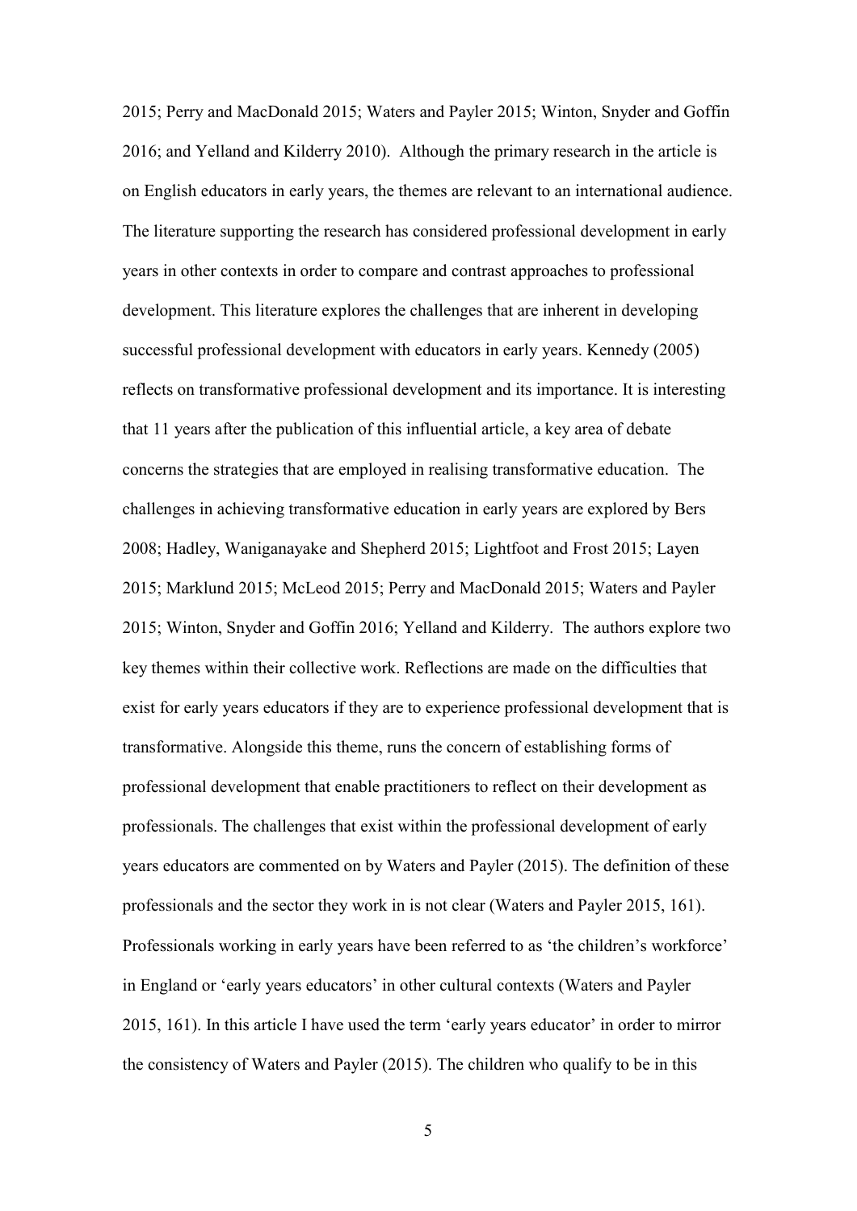2015; Perry and MacDonald 2015; Waters and Payler 2015; Winton, Snyder and Goffin 2016; and Yelland and Kilderry 2010). Although the primary research in the article is on English educators in early years, the themes are relevant to an international audience. The literature supporting the research has considered professional development in early years in other contexts in order to compare and contrast approaches to professional development. This literature explores the challenges that are inherent in developing successful professional development with educators in early years. Kennedy (2005) reflects on transformative professional development and its importance. It is interesting that 11 years after the publication of this influential article, a key area of debate concerns the strategies that are employed in realising transformative education. The challenges in achieving transformative education in early years are explored by Bers 2008; Hadley, Waniganayake and Shepherd 2015; Lightfoot and Frost 2015; Layen 2015; Marklund 2015; McLeod 2015; Perry and MacDonald 2015; Waters and Payler 2015; Winton, Snyder and Goffin 2016; Yelland and Kilderry. The authors explore two key themes within their collective work. Reflections are made on the difficulties that exist for early years educators if they are to experience professional development that is transformative. Alongside this theme, runs the concern of establishing forms of professional development that enable practitioners to reflect on their development as professionals. The challenges that exist within the professional development of early years educators are commented on by Waters and Payler (2015). The definition of these professionals and the sector they work in is not clear (Waters and Payler 2015, 161). Professionals working in early years have been referred to as 'the children's workforce' in England or 'early years educators' in other cultural contexts (Waters and Payler 2015, 161). In this article I have used the term 'early years educator' in order to mirror the consistency of Waters and Payler (2015). The children who qualify to be in this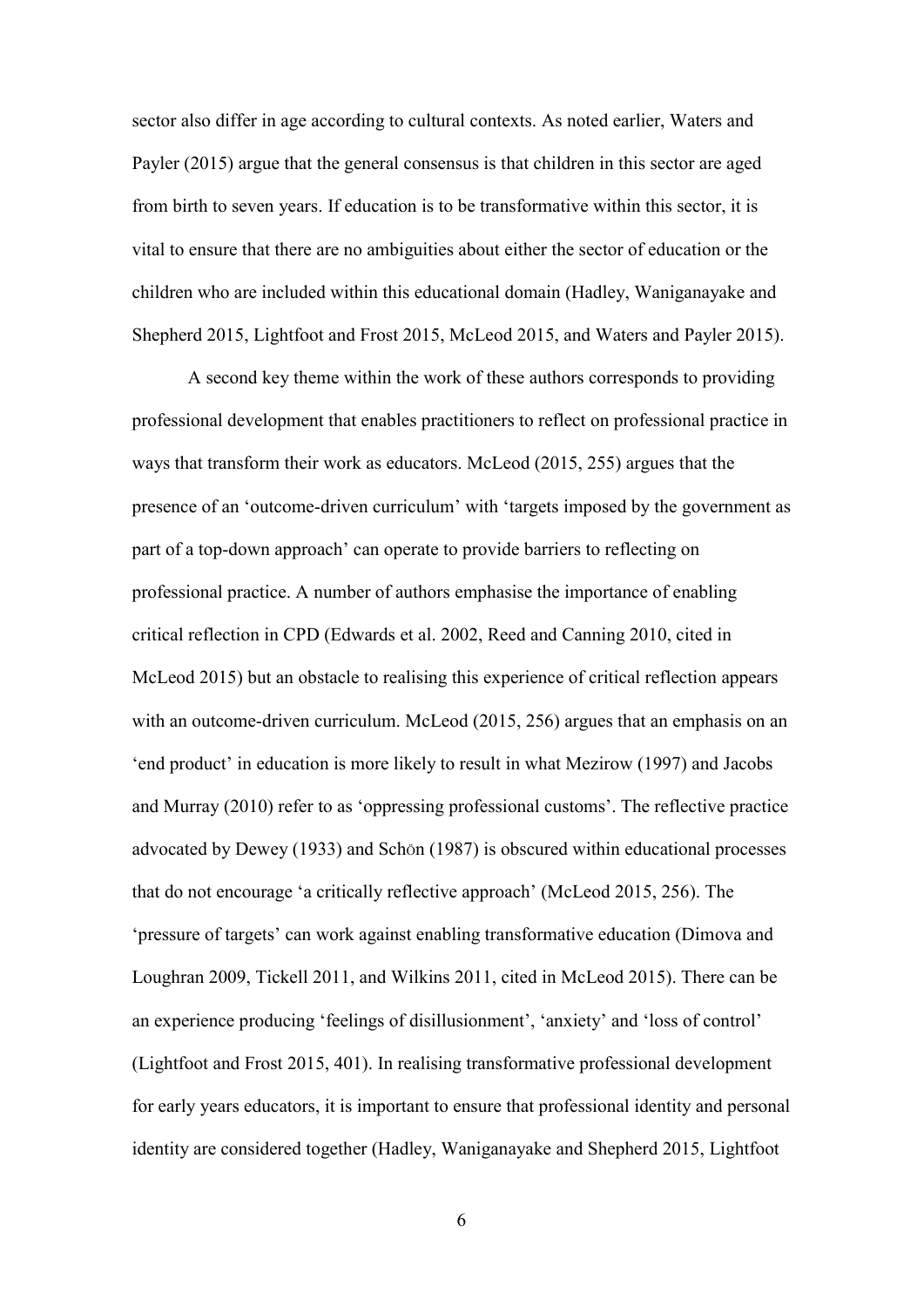sector also differ in age according to cultural contexts. As noted earlier, Waters and Payler (2015) argue that the general consensus is that children in this sector are aged from birth to seven years. If education is to be transformative within this sector, it is vital to ensure that there are no ambiguities about either the sector of education or the children who are included within this educational domain (Hadley, Waniganayake and Shepherd 2015, Lightfoot and Frost 2015, McLeod 2015, and Waters and Payler 2015).

A second key theme within the work of these authors corresponds to providing professional development that enables practitioners to reflect on professional practice in ways that transform their work as educators. McLeod (2015, 255) argues that the presence of an 'outcome-driven curriculum' with 'targets imposed by the government as part of a top-down approach' can operate to provide barriers to reflecting on professional practice. A number of authors emphasise the importance of enabling critical reflection in CPD (Edwards et al. 2002, Reed and Canning 2010, cited in McLeod 2015) but an obstacle to realising this experience of critical reflection appears with an outcome-driven curriculum. McLeod (2015, 256) argues that an emphasis on an 'end product' in education is more likely to result in what Mezirow (1997) and Jacobs and Murray (2010) refer to as 'oppressing professional customs'. The reflective practice advocated by Dewey (1933) and Schön (1987) is obscured within educational processes that do not encourage 'a critically reflective approach' (McLeod 2015, 256). The 'pressure of targets' can work against enabling transformative education (Dimova and Loughran 2009, Tickell 2011, and Wilkins 2011, cited in McLeod 2015). There can be an experience producing 'feelings of disillusionment', 'anxiety' and 'loss of control' (Lightfoot and Frost 2015, 401). In realising transformative professional development for early years educators, it is important to ensure that professional identity and personal identity are considered together (Hadley, Waniganayake and Shepherd 2015, Lightfoot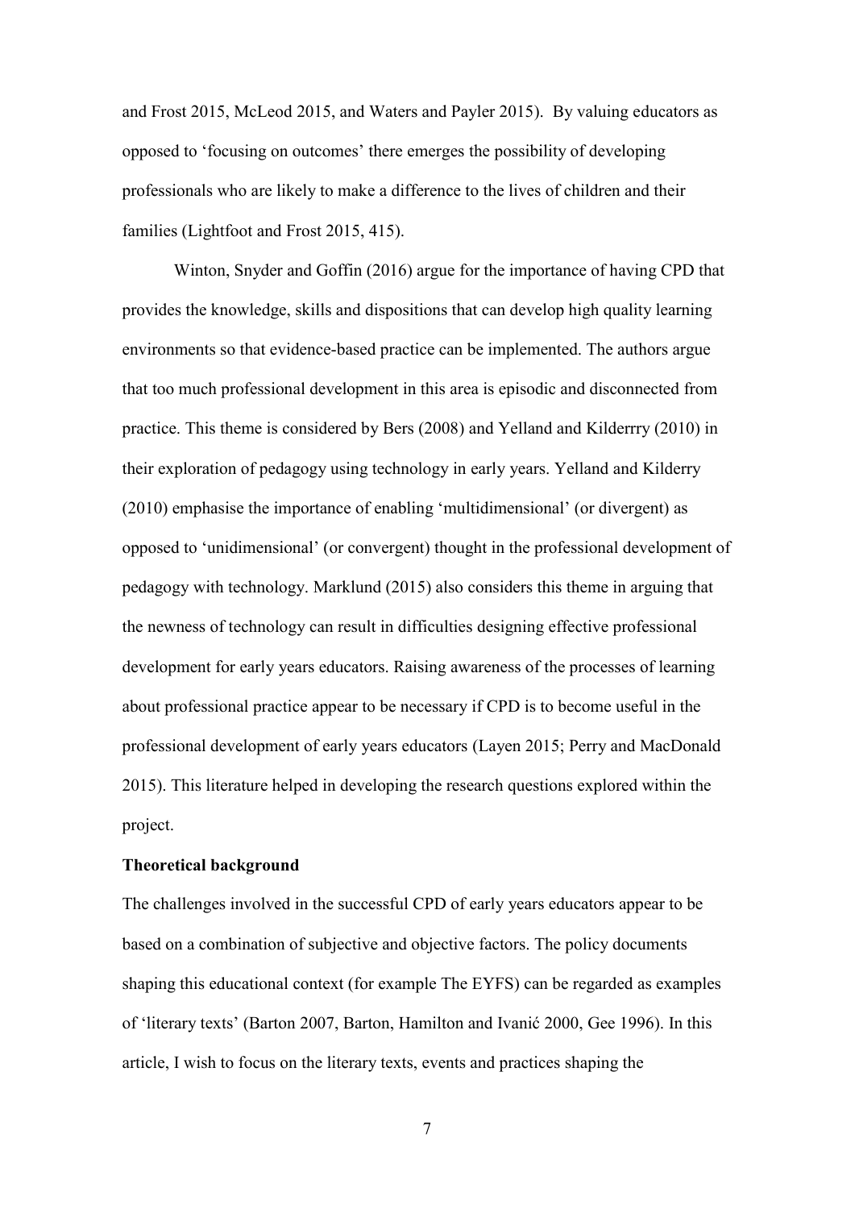and Frost 2015, McLeod 2015, and Waters and Payler 2015). By valuing educators as opposed to 'focusing on outcomes' there emerges the possibility of developing professionals who are likely to make a difference to the lives of children and their families (Lightfoot and Frost 2015, 415).

Winton, Snyder and Goffin (2016) argue for the importance of having CPD that provides the knowledge, skills and dispositions that can develop high quality learning environments so that evidence-based practice can be implemented. The authors argue that too much professional development in this area is episodic and disconnected from practice. This theme is considered by Bers (2008) and Yelland and Kilderrry (2010) in their exploration of pedagogy using technology in early years. Yelland and Kilderry (2010) emphasise the importance of enabling 'multidimensional' (or divergent) as opposed to 'unidimensional' (or convergent) thought in the professional development of pedagogy with technology. Marklund (2015) also considers this theme in arguing that the newness of technology can result in difficulties designing effective professional development for early years educators. Raising awareness of the processes of learning about professional practice appear to be necessary if CPD is to become useful in the professional development of early years educators (Layen 2015; Perry and MacDonald 2015). This literature helped in developing the research questions explored within the project.

**Theoretical background**

The challenges involved in the successful CPD of early years educators appear to be based on a combination of subjective and objective factors. The policy documents shaping this educational context (for example The EYFS) can be regarded as examples of 'literary texts' (Barton 2007, Barton, Hamilton and Ivanić 2000, Gee 1996). In this article, I wish to focus on the literary texts, events and practices shaping the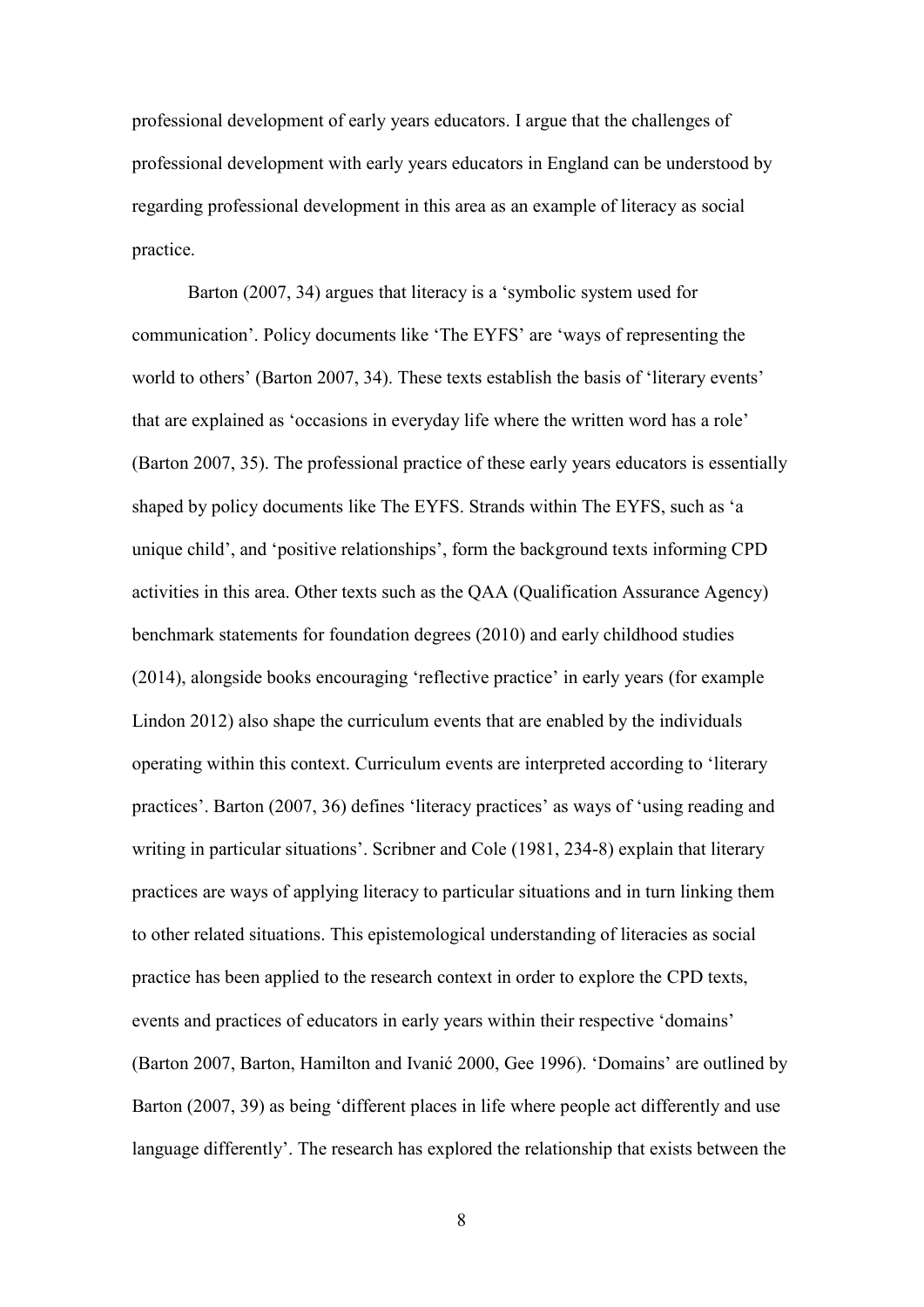professional development of early years educators. I argue that the challenges of professional development with early years educators in England can be understood by regarding professional development in this area as an example of literacy as social practice.

Barton (2007, 34) argues that literacy is a 'symbolic system used for communication'. Policy documents like 'The EYFS' are 'ways of representing the world to others' (Barton 2007, 34). These texts establish the basis of 'literary events' that are explained as 'occasions in everyday life where the written word has a role' (Barton 2007, 35). The professional practice of these early years educators is essentially shaped by policy documents like The EYFS. Strands within The EYFS, such as 'a unique child', and 'positive relationships', form the background texts informing CPD activities in this area. Other texts such as the QAA (Qualification Assurance Agency) benchmark statements for foundation degrees (2010) and early childhood studies (2014), alongside books encouraging 'reflective practice' in early years (for example Lindon 2012) also shape the curriculum events that are enabled by the individuals operating within this context. Curriculum events are interpreted according to 'literary practices'. Barton (2007, 36) defines 'literacy practices' as ways of 'using reading and writing in particular situations'. Scribner and Cole (1981, 234-8) explain that literary practices are ways of applying literacy to particular situations and in turn linking them to other related situations. This epistemological understanding of literacies as social practice has been applied to the research context in order to explore the CPD texts, events and practices of educators in early years within their respective 'domains' (Barton 2007, Barton, Hamilton and Ivanić 2000, Gee 1996). 'Domains' are outlined by Barton (2007, 39) as being 'different places in life where people act differently and use language differently'. The research has explored the relationship that exists between the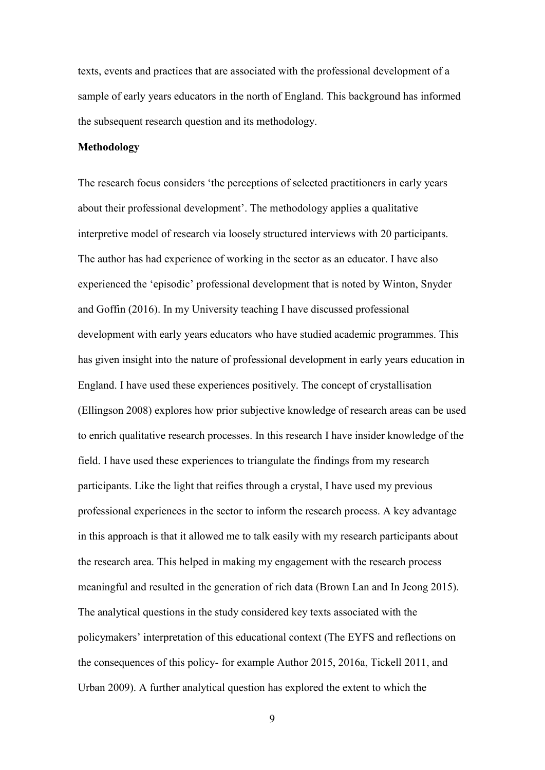texts, events and practices that are associated with the professional development of a sample of early years educators in the north of England. This background has informed the subsequent research question and its methodology.

**Methodology**

The research focus considers 'the perceptions of selected practitioners in early years about their professional development'. The methodology applies a qualitative interpretive model of research via loosely structured interviews with 20 participants. The author has had experience of working in the sector as an educator. I have also experienced the 'episodic' professional development that is noted by Winton, Snyder and Goffin (2016). In my University teaching I have discussed professional development with early years educators who have studied academic programmes. This has given insight into the nature of professional development in early years education in England. I have used these experiences positively. The concept of crystallisation (Ellingson 2008) explores how prior subjective knowledge of research areas can be used to enrich qualitative research processes. In this research I have insider knowledge of the field. I have used these experiences to triangulate the findings from my research participants. Like the light that reifies through a crystal, I have used my previous professional experiences in the sector to inform the research process. A key advantage in this approach is that it allowed me to talk easily with my research participants about the research area. This helped in making my engagement with the research process meaningful and resulted in the generation of rich data (Brown Lan and In Jeong 2015). The analytical questions in the study considered key texts associated with the policymakers' interpretation of this educational context (The EYFS and reflections on the consequences of this policy- for example Author 2015, 2016a, Tickell 2011, and Urban 2009). A further analytical question has explored the extent to which the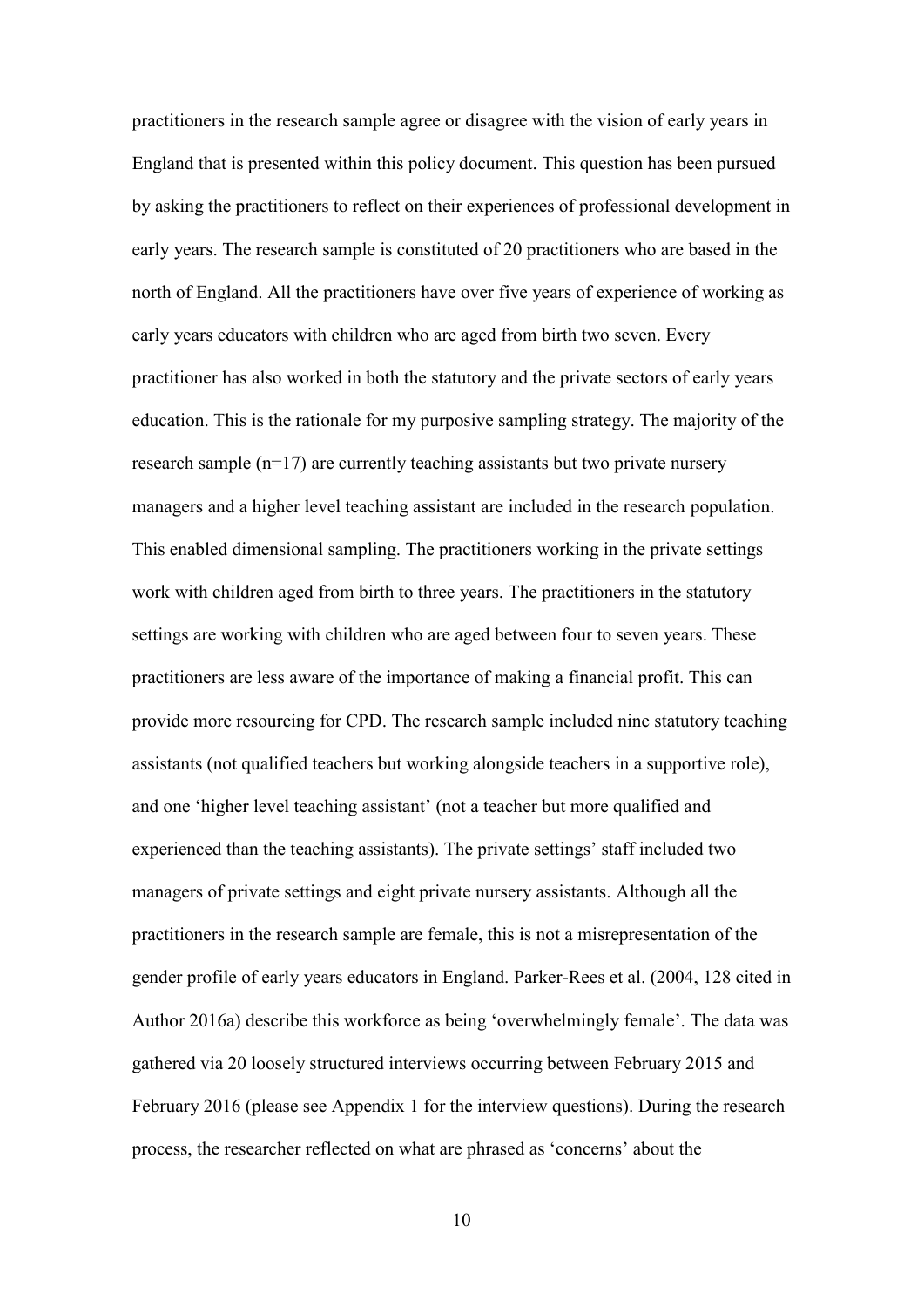practitioners in the research sample agree or disagree with the vision of early years in England that is presented within this policy document. This question has been pursued by asking the practitioners to reflect on their experiences of professional development in early years. The research sample is constituted of 20 practitioners who are based in the north of England. All the practitioners have over five years of experience of working as early years educators with children who are aged from birth two seven. Every practitioner has also worked in both the statutory and the private sectors of early years education. This is the rationale for my purposive sampling strategy. The majority of the research sample (n=17) are currently teaching assistants but two private nursery managers and a higher level teaching assistant are included in the research population. This enabled dimensional sampling. The practitioners working in the private settings work with children aged from birth to three years. The practitioners in the statutory settings are working with children who are aged between four to seven years. These practitioners are less aware of the importance of making a financial profit. This can provide more resourcing for CPD. The research sample included nine statutory teaching assistants (not qualified teachers but working alongside teachers in a supportive role), and one 'higher level teaching assistant' (not a teacher but more qualified and experienced than the teaching assistants). The private settings' staff included two managers of private settings and eight private nursery assistants. Although all the practitioners in the research sample are female, this is not a misrepresentation of the gender profile of early years educators in England. Parker-Rees et al. (2004, 128 cited in Author 2016a) describe this workforce as being 'overwhelmingly female'. The data was gathered via 20 loosely structured interviews occurring between February 2015 and February 2016 (please see Appendix 1 for the interview questions). During the research process, the researcher reflected on what are phrased as 'concerns' about the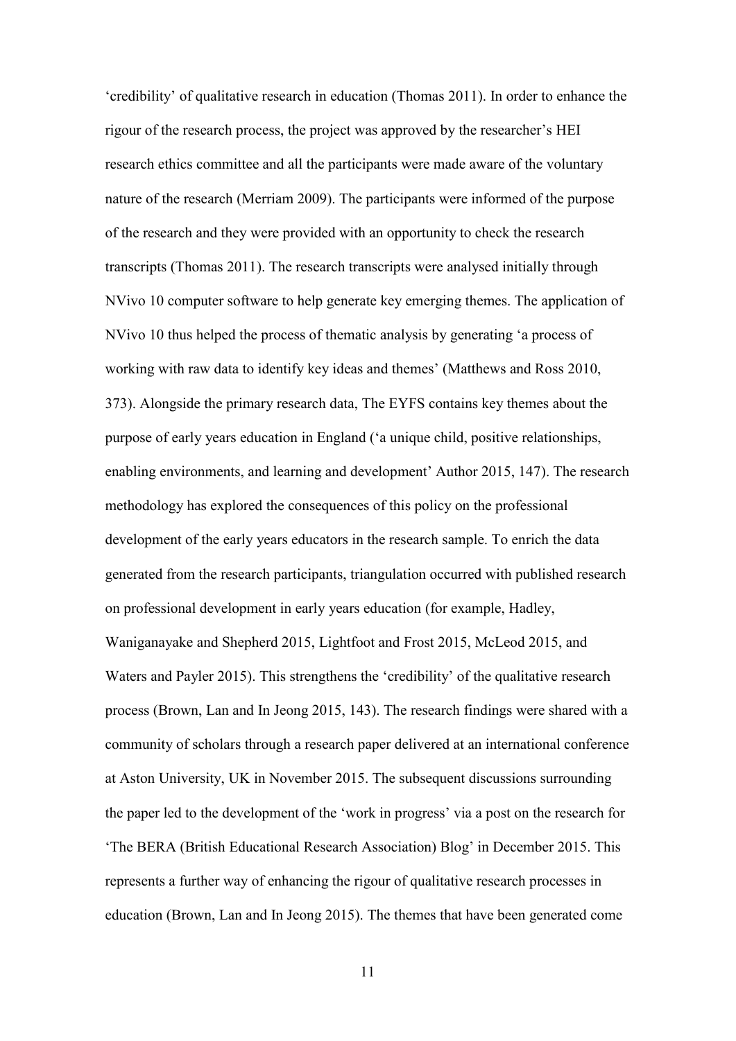'credibility' of qualitative research in education (Thomas 2011). In order to enhance the rigour of the research process, the project was approved by the researcher's HEI research ethics committee and all the participants were made aware of the voluntary nature of the research (Merriam 2009). The participants were informed of the purpose of the research and they were provided with an opportunity to check the research transcripts (Thomas 2011). The research transcripts were analysed initially through NVivo 10 computer software to help generate key emerging themes. The application of NVivo 10 thus helped the process of thematic analysis by generating 'a process of working with raw data to identify key ideas and themes' (Matthews and Ross 2010, 373). Alongside the primary research data, The EYFS contains key themes about the purpose of early years education in England ('a unique child, positive relationships, enabling environments, and learning and development' Author 2015, 147). The research methodology has explored the consequences of this policy on the professional development of the early years educators in the research sample. To enrich the data generated from the research participants, triangulation occurred with published research on professional development in early years education (for example, Hadley, Waniganayake and Shepherd 2015, Lightfoot and Frost 2015, McLeod 2015, and Waters and Payler 2015). This strengthens the 'credibility' of the qualitative research process (Brown, Lan and In Jeong 2015, 143). The research findings were shared with a community of scholars through a research paper delivered at an international conference at Aston University, UK in November 2015. The subsequent discussions surrounding the paper led to the development of the 'work in progress' via a post on the research for 'The BERA (British Educational Research Association) Blog' in December 2015. This represents a further way of enhancing the rigour of qualitative research processes in education (Brown, Lan and In Jeong 2015). The themes that have been generated come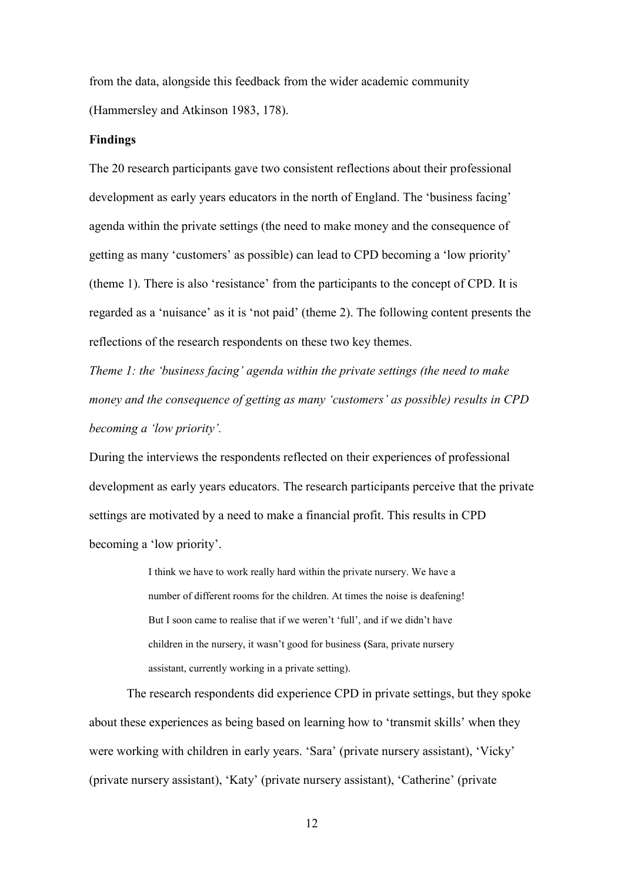from the data, alongside this feedback from the wider academic community (Hammersley and Atkinson 1983, 178).

## Findings

The 20 research participants gave two consistent reflections about their professional development as early years educators in the north of England. The 'business facing' agenda within the private settings (the need to make money and the consequence of getting as many 'customers' as possible) can lead to CPD becoming a 'low priority' (theme 1). There is also 'resistance' from the participants to the concept of CPD. It is regarded as a 'nuisance' as it is 'not paid' (theme 2). The following content presents the reflections of the research respondents on these two key themes.

*Theme 1: the 'business facing' agenda within the private settings (the need to make money and the consequence of getting as many 'customers' as possible) results in CPD becoming a 'low priority'.*

During the interviews the respondents reflected on their experiences of professional development as early years educators. The research participants perceive that the private settings are motivated by a need to make a financial profit. This results in CPD becoming a 'low priority'.

> I think we have to work really hard within the private nursery. We have a number of different rooms for the children. At times the noise is deafening! But I soon came to realise that if we weren't 'full', and if we didn't have children in the nursery, it wasn't good for business (Sara, private nursery assistant, currently working in a private setting).

The research respondents did experience CPD in private settings, but they spoke about these experiences as being based on learning how to 'transmit skills' when they were working with children in early years. 'Sara' (private nursery assistant), 'Vicky' (private nursery assistant), 'Katy' (private nursery assistant), 'Catherine' (private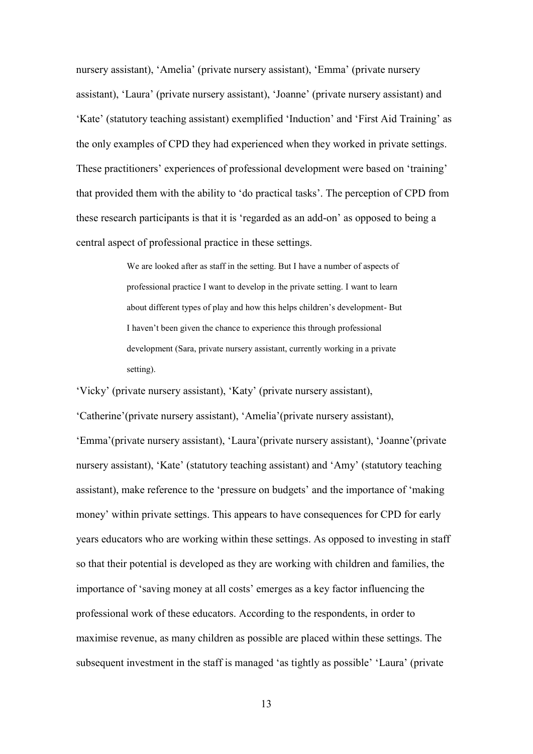nursery assistant), ‘Amelia’ (private nursery assistant), ‘Emma’ (private nursery assistant), ‘Laura’ (private nursery assistant), ‘Joanne’ (private nursery assistant) and ‘Kate’ (statutory teaching assistant) exemplified ‘Induction’ and ‘First Aid Training’ as the only examples of CPD they had experienced when they worked in private settings. These practitioners’ experiences of professional development were based on ‘training’ that provided them with the ability to ‘do practical tasks’. The perception of CPD from these research participants is that it is ‘regarded as an add-on’ as opposed to being a central aspect of professional practice in these settings.

> We are looked after as staff in the setting. But I have a number of aspects of professional practice I want to develop in the private setting. I want to learn about different types of play and how this helps children’s development- But I haven’t been given the chance to experience this through professional development (Sara, private nursery assistant, currently working in a private setting).

‘Vicky’ (private nursery assistant), ‘Katy’ (private nursery assistant), ‘Catherine’(private nursery assistant), ‘Amelia’(private nursery assistant), ‘Emma’(private nursery assistant), ‘Laura’(private nursery assistant), ‘Joanne’(private nursery assistant), ‘Kate’ (statutory teaching assistant) and ‘Amy’ (statutory teaching assistant), make reference to the ‘pressure on budgets’ and the importance of ‘making money’ within private settings. This appears to have consequences for CPD for early years educators who are working within these settings. As opposed to investing in staff so that their potential is developed as they are working with children and families, the importance of ‘saving money at all costs’ emerges as a key factor influencing the professional work of these educators. According to the respondents, in order to maximise revenue, as many children as possible are placed within these settings. The subsequent investment in the staff is managed ‘as tightly as possible’ ‘Laura’ (private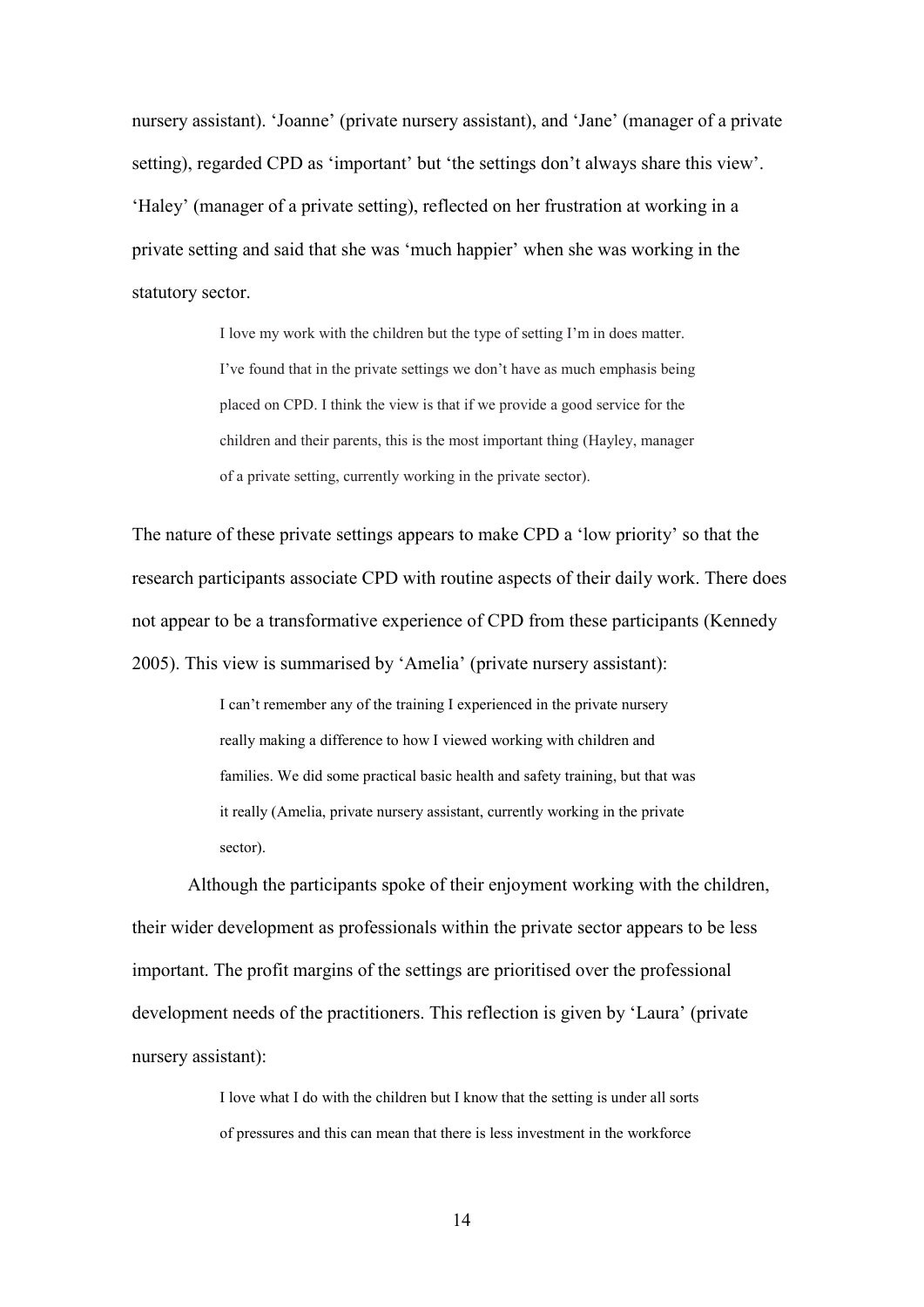nursery assistant). 'Joanne' (private nursery assistant), and 'Jane' (manager of a private setting), regarded CPD as 'important' but 'the settings don't always share this view'. 'Haley' (manager of a private setting), reflected on her frustration at working in a private setting and said that she was 'much happier' when she was working in the statutory sector.

> I love my work with the children but the type of setting I'm in does matter. I've found that in the private settings we don't have as much emphasis being placed on CPD. I think the view is that if we provide a good service for the children and their parents, this is the most important thing (Hayley, manager of a private setting, currently working in the private sector).

The nature of these private settings appears to make CPD a 'low priority' so that the research participants associate CPD with routine aspects of their daily work. There does not appear to be a transformative experience of CPD from these participants (Kennedy 2005). This view is summarised by 'Amelia' (private nursery assistant):

> I can't remember any of the training I experienced in the private nursery really making a difference to how I viewed working with children and families. We did some practical basic health and safety training, but that was it really (Amelia, private nursery assistant, currently working in the private sector).

Although the participants spoke of their enjoyment working with the children, their wider development as professionals within the private sector appears to be less important. The profit margins of the settings are prioritised over the professional development needs of the practitioners. This reflection is given by 'Laura' (private nursery assistant):

> I love what I do with the children but I know that the setting is under all sorts of pressures and this can mean that there is less investment in the workforce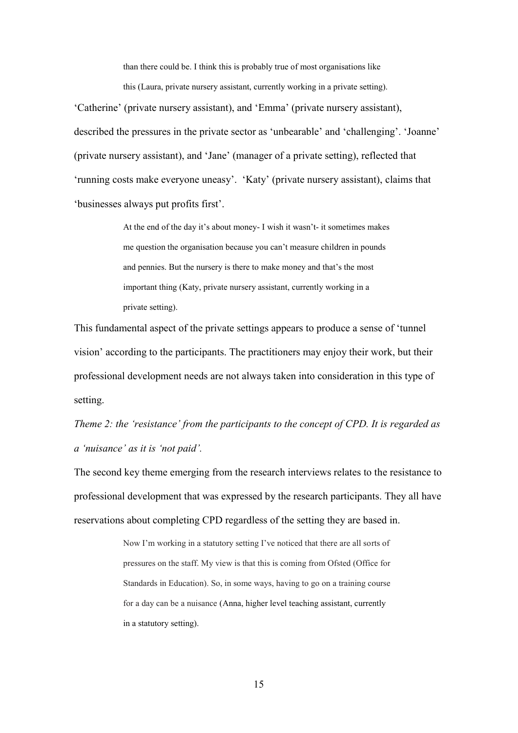> than there could be. I think this is probably true of most organisations like this (Laura, private nursery assistant, currently working in a private setting).

'Catherine' (private nursery assistant), and 'Emma' (private nursery assistant), described the pressures in the private sector as 'unbearable' and 'challenging'. 'Joanne' (private nursery assistant), and 'Jane' (manager of a private setting), reflected that 'running costs make everyone uneasy'. 'Katy' (private nursery assistant), claims that 'businesses always put profits first'.

> At the end of the day it's about money- I wish it wasn't- it sometimes makes me question the organisation because you can't measure children in pounds and pennies. But the nursery is there to make money and that's the most important thing (Katy, private nursery assistant, currently working in a private setting).

This fundamental aspect of the private settings appears to produce a sense of 'tunnel vision' according to the participants. The practitioners may enjoy their work, but their professional development needs are not always taken into consideration in this type of setting.

*Theme 2: the 'resistance' from the participants to the concept of CPD. It is regarded as a 'nuisance' as it is 'not paid'.*

The second key theme emerging from the research interviews relates to the resistance to professional development that was expressed by the research participants. They all have reservations about completing CPD regardless of the setting they are based in.

> Now I'm working in a statutory setting I've noticed that there are all sorts of pressures on the staff. My view is that this is coming from Ofsted (Office for Standards in Education). So, in some ways, having to go on a training course for a day can be a nuisance (Anna, higher level teaching assistant, currently in a statutory setting).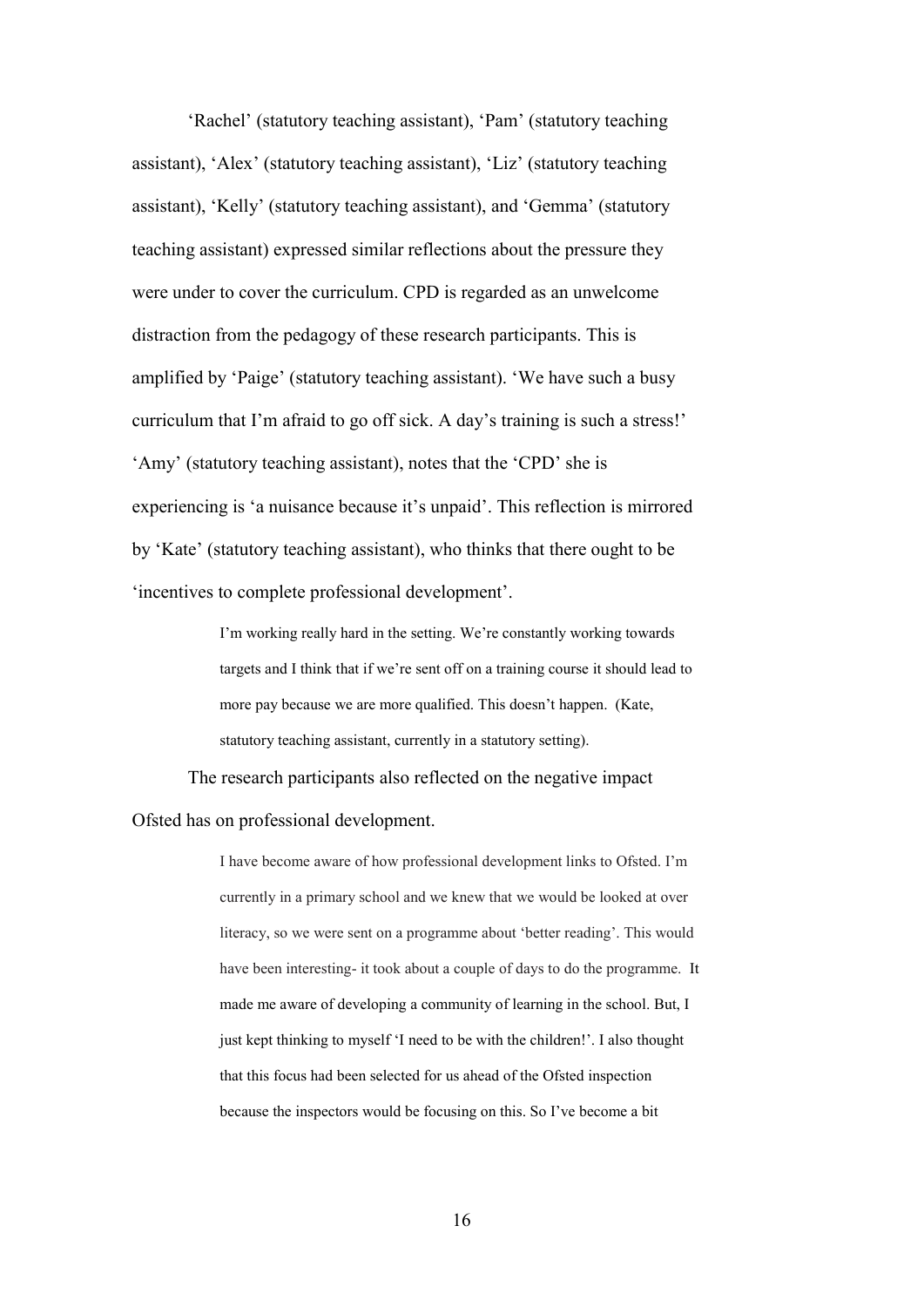'Rachel' (statutory teaching assistant), 'Pam' (statutory teaching assistant), 'Alex' (statutory teaching assistant), 'Liz' (statutory teaching assistant), 'Kelly' (statutory teaching assistant), and 'Gemma' (statutory teaching assistant) expressed similar reflections about the pressure they were under to cover the curriculum. CPD is regarded as an unwelcome distraction from the pedagogy of these research participants. This is amplified by 'Paige' (statutory teaching assistant). 'We have such a busy curriculum that I'm afraid to go off sick. A day's training is such a stress!' 'Amy' (statutory teaching assistant), notes that the 'CPD' she is experiencing is 'a nuisance because it's unpaid'. This reflection is mirrored by 'Kate' (statutory teaching assistant), who thinks that there ought to be 'incentives to complete professional development'.

> I'm working really hard in the setting. We're constantly working towards targets and I think that if we're sent off on a training course it should lead to more pay because we are more qualified. This doesn't happen. (Kate, statutory teaching assistant, currently in a statutory setting).

The research participants also reflected on the negative impact Ofsted has on professional development.

> I have become aware of how professional development links to Ofsted. I'm currently in a primary school and we knew that we would be looked at over literacy, so we were sent on a programme about 'better reading'. This would have been interesting- it took about a couple of days to do the programme. It made me aware of developing a community of learning in the school. But, I just kept thinking to myself 'I need to be with the children!'. I also thought that this focus had been selected for us ahead of the Ofsted inspection because the inspectors would be focusing on this. So I've become a bit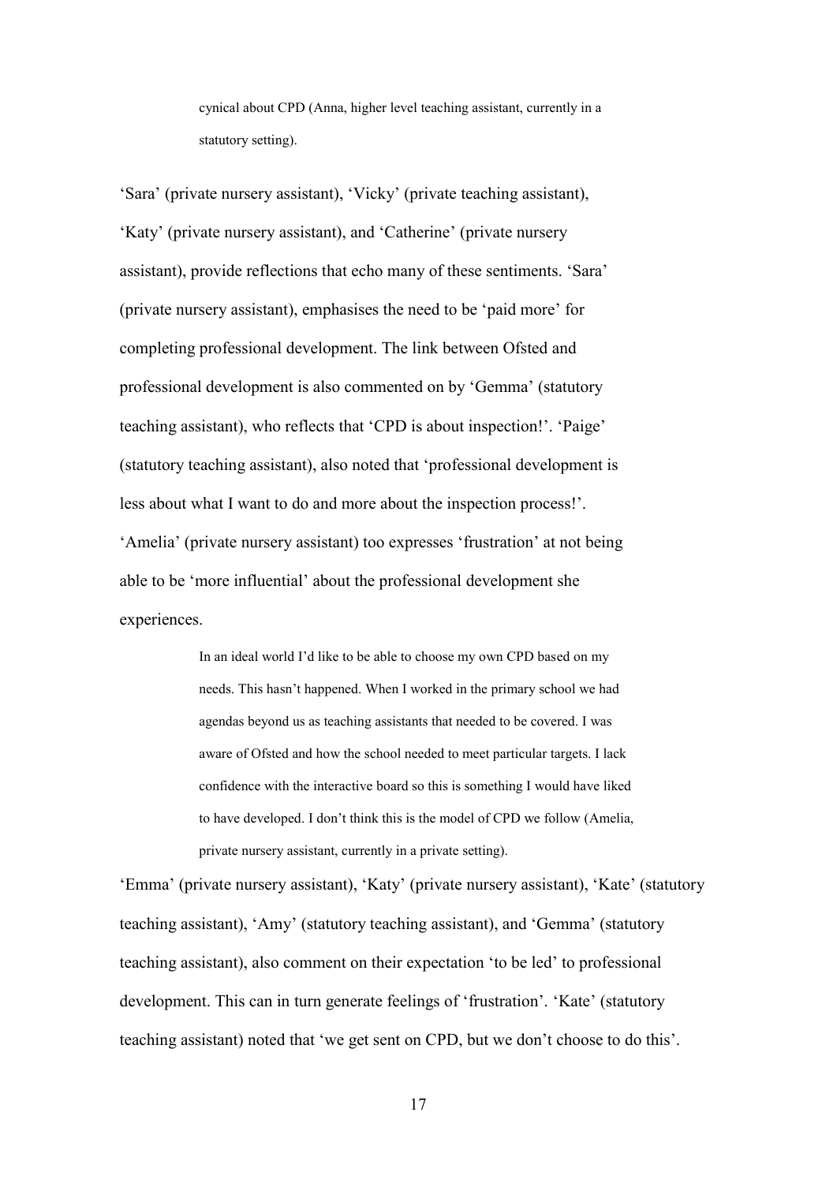> cynical about CPD (Anna, higher level teaching assistant, currently in a statutory setting).

'Sara' (private nursery assistant), 'Vicky' (private teaching assistant), 'Katy' (private nursery assistant), and 'Catherine' (private nursery assistant), provide reflections that echo many of these sentiments. 'Sara' (private nursery assistant), emphasises the need to be 'paid more' for completing professional development. The link between Ofsted and professional development is also commented on by 'Gemma' (statutory teaching assistant), who reflects that 'CPD is about inspection!'. 'Paige' (statutory teaching assistant), also noted that 'professional development is less about what I want to do and more about the inspection process!'. 'Amelia' (private nursery assistant) too expresses 'frustration' at not being able to be 'more influential' about the professional development she experiences.

> In an ideal world I'd like to be able to choose my own CPD based on my needs. This hasn't happened. When I worked in the primary school we had agendas beyond us as teaching assistants that needed to be covered. I was aware of Ofsted and how the school needed to meet particular targets. I lack confidence with the interactive board so this is something I would have liked to have developed. I don't think this is the model of CPD we follow (Amelia, private nursery assistant, currently in a private setting).

'Emma' (private nursery assistant), 'Katy' (private nursery assistant), 'Kate' (statutory teaching assistant), 'Amy' (statutory teaching assistant), and 'Gemma' (statutory teaching assistant), also comment on their expectation 'to be led' to professional development. This can in turn generate feelings of 'frustration'. 'Kate' (statutory teaching assistant) noted that 'we get sent on CPD, but we don't choose to do this'.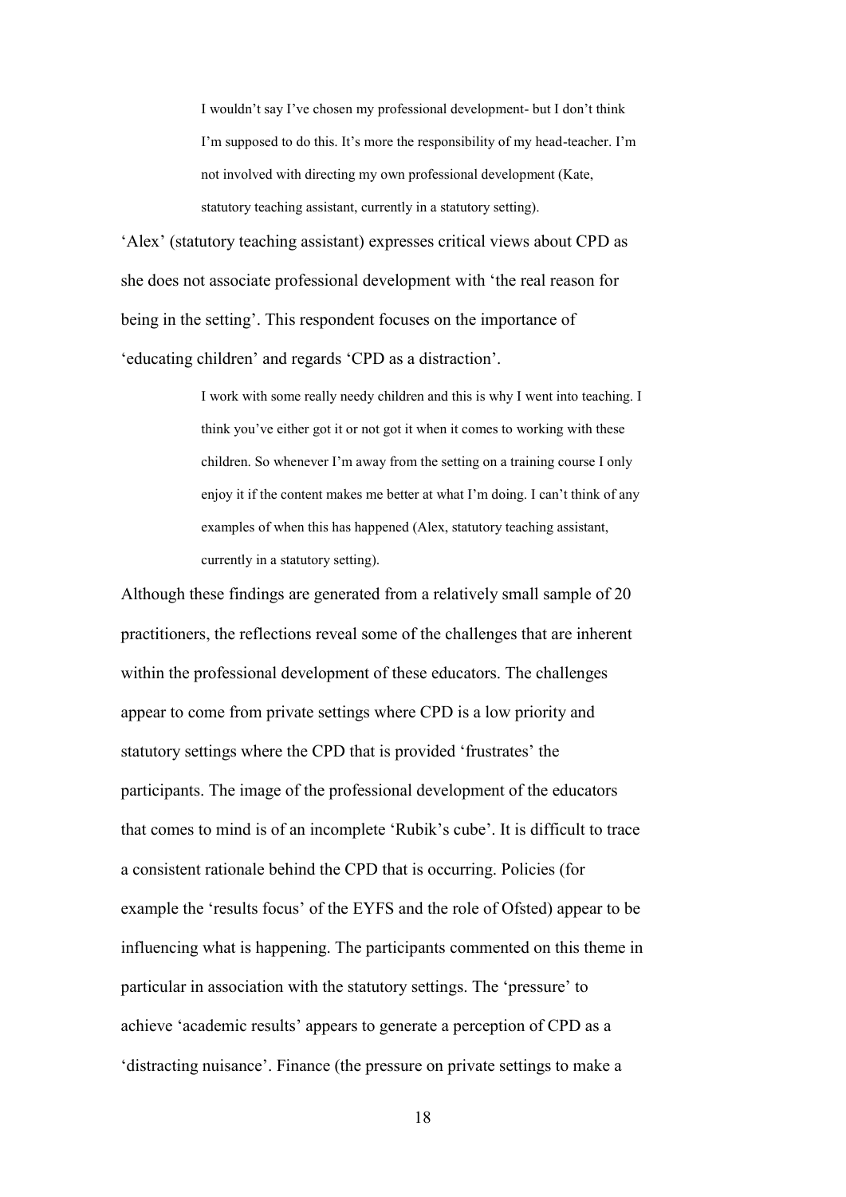> I wouldn't say I've chosen my professional development- but I don't think I'm supposed to do this. It's more the responsibility of my head-teacher. I'm not involved with directing my own professional development (Kate, statutory teaching assistant, currently in a statutory setting).

'Alex' (statutory teaching assistant) expresses critical views about CPD as she does not associate professional development with 'the real reason for being in the setting'. This respondent focuses on the importance of 'educating children' and regards 'CPD as a distraction'.

> I work with some really needy children and this is why I went into teaching. I think you've either got it or not got it when it comes to working with these children. So whenever I'm away from the setting on a training course I only enjoy it if the content makes me better at what I'm doing. I can't think of any examples of when this has happened (Alex, statutory teaching assistant, currently in a statutory setting).

Although these findings are generated from a relatively small sample of 20 practitioners, the reflections reveal some of the challenges that are inherent within the professional development of these educators. The challenges appear to come from private settings where CPD is a low priority and statutory settings where the CPD that is provided 'frustrates' the participants. The image of the professional development of the educators that comes to mind is of an incomplete 'Rubik's cube'. It is difficult to trace a consistent rationale behind the CPD that is occurring. Policies (for example the 'results focus' of the EYFS and the role of Ofsted) appear to be influencing what is happening. The participants commented on this theme in particular in association with the statutory settings. The 'pressure' to achieve 'academic results' appears to generate a perception of CPD as a 'distracting nuisance'. Finance (the pressure on private settings to make a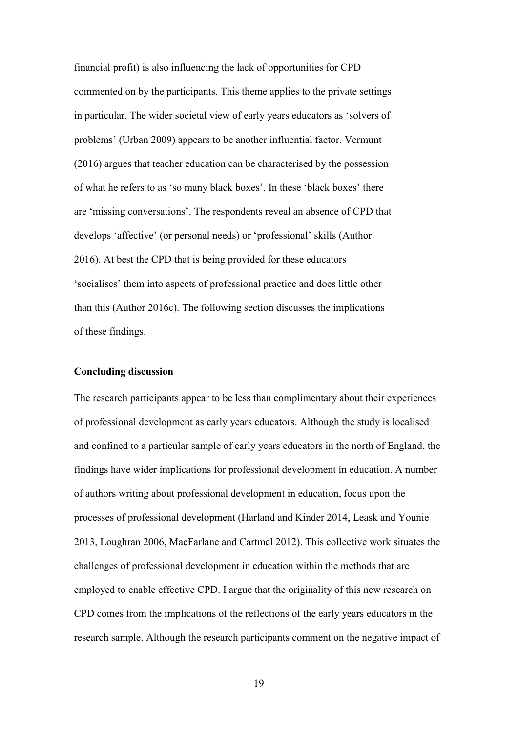financial profit) is also influencing the lack of opportunities for CPD commented on by the participants. This theme applies to the private settings in particular. The wider societal view of early years educators as 'solvers of problems' (Urban 2009) appears to be another influential factor. Vermunt (2016) argues that teacher education can be characterised by the possession of what he refers to as 'so many black boxes'. In these 'black boxes' there are 'missing conversations'. The respondents reveal an absence of CPD that develops 'affective' (or personal needs) or 'professional' skills (Author 2016). At best the CPD that is being provided for these educators 'socialises' them into aspects of professional practice and does little other than this (Author 2016c). The following section discusses the implications of these findings.

**Concluding discussion**

The research participants appear to be less than complimentary about their experiences of professional development as early years educators. Although the study is localised and confined to a particular sample of early years educators in the north of England, the findings have wider implications for professional development in education. A number of authors writing about professional development in education, focus upon the processes of professional development (Harland and Kinder 2014, Leask and Younie 2013, Loughran 2006, MacFarlane and Cartmel 2012). This collective work situates the challenges of professional development in education within the methods that are employed to enable effective CPD. I argue that the originality of this new research on CPD comes from the implications of the reflections of the early years educators in the research sample. Although the research participants comment on the negative impact of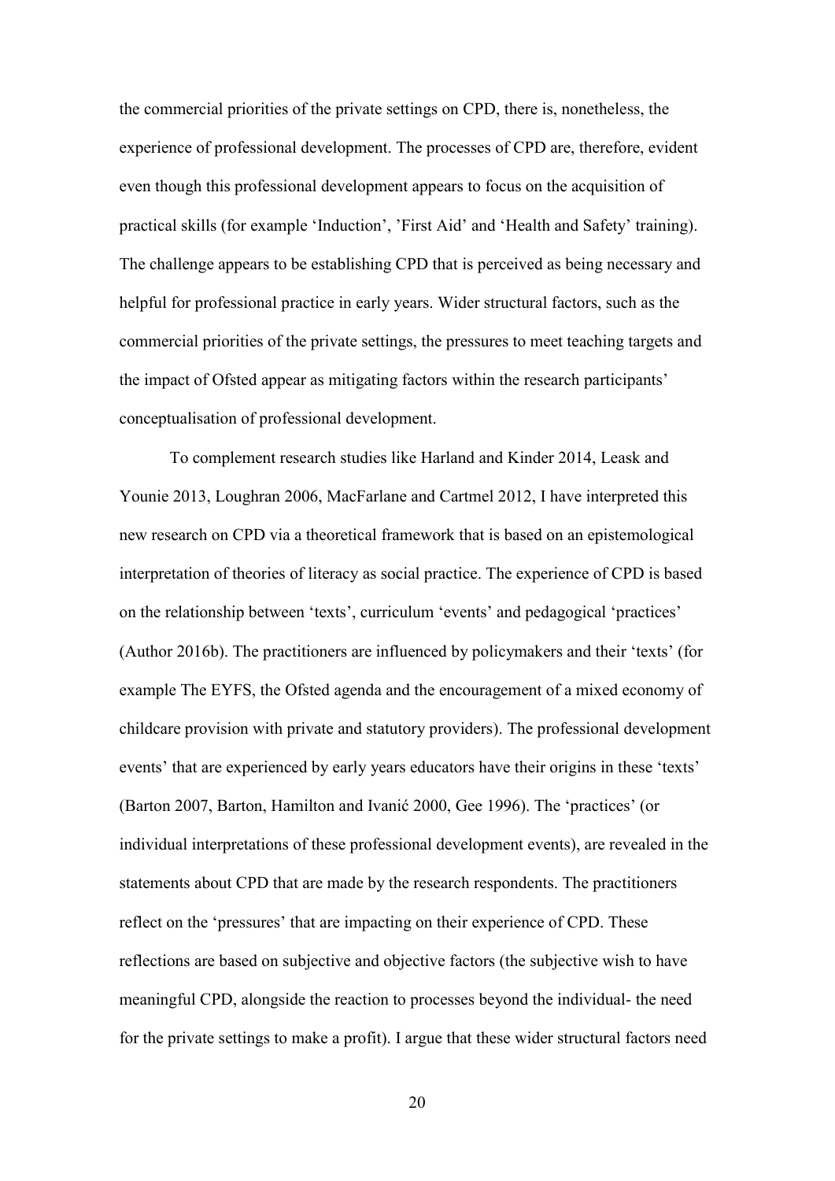the commercial priorities of the private settings on CPD, there is, nonetheless, the experience of professional development. The processes of CPD are, therefore, evident even though this professional development appears to focus on the acquisition of practical skills (for example 'Induction', 'First Aid' and 'Health and Safety' training). The challenge appears to be establishing CPD that is perceived as being necessary and helpful for professional practice in early years. Wider structural factors, such as the commercial priorities of the private settings, the pressures to meet teaching targets and the impact of Ofsted appear as mitigating factors within the research participants' conceptualisation of professional development.

To complement research studies like Harland and Kinder 2014, Leask and Younie 2013, Loughran 2006, MacFarlane and Cartmel 2012, I have interpreted this new research on CPD via a theoretical framework that is based on an epistemological interpretation of theories of literacy as social practice. The experience of CPD is based on the relationship between 'texts', curriculum 'events' and pedagogical 'practices' (Author 2016b). The practitioners are influenced by policymakers and their 'texts' (for example The EYFS, the Ofsted agenda and the encouragement of a mixed economy of childcare provision with private and statutory providers). The professional development events' that are experienced by early years educators have their origins in these 'texts' (Barton 2007, Barton, Hamilton and Ivanić 2000, Gee 1996). The 'practices' (or individual interpretations of these professional development events), are revealed in the statements about CPD that are made by the research respondents. The practitioners reflect on the 'pressures' that are impacting on their experience of CPD. These reflections are based on subjective and objective factors (the subjective wish to have meaningful CPD, alongside the reaction to processes beyond the individual- the need for the private settings to make a profit). I argue that these wider structural factors need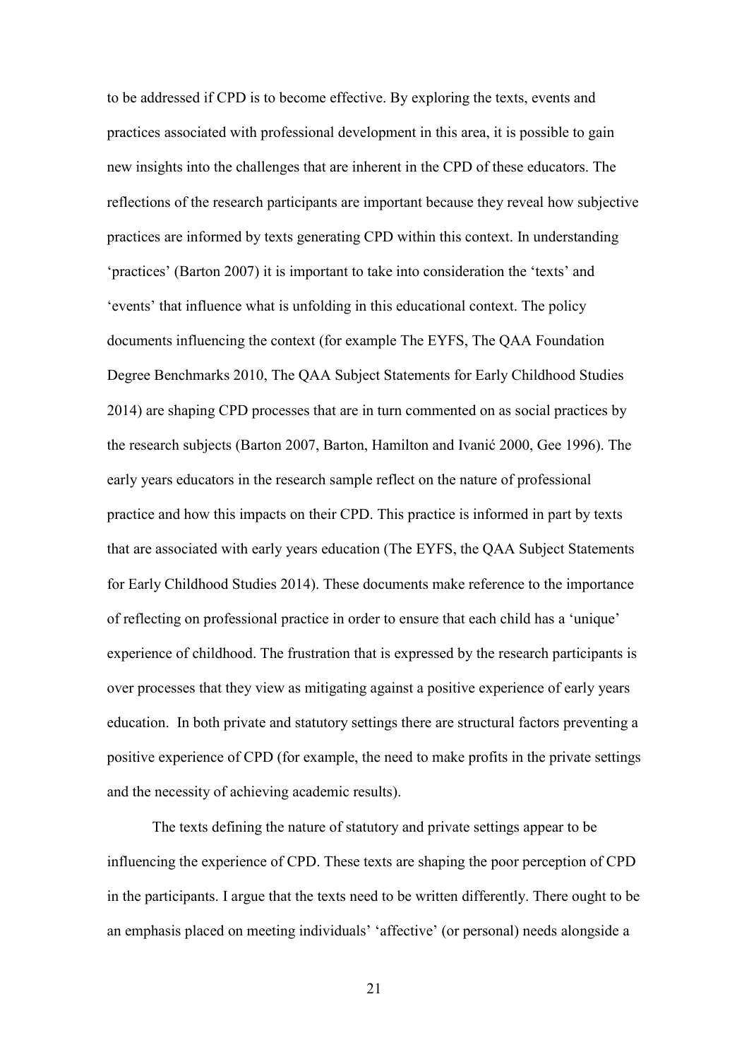to be addressed if CPD is to become effective. By exploring the texts, events and practices associated with professional development in this area, it is possible to gain new insights into the challenges that are inherent in the CPD of these educators. The reflections of the research participants are important because they reveal how subjective practices are informed by texts generating CPD within this context. In understanding 'practices' (Barton 2007) it is important to take into consideration the 'texts' and 'events' that influence what is unfolding in this educational context. The policy documents influencing the context (for example The EYFS, The QAA Foundation Degree Benchmarks 2010, The QAA Subject Statements for Early Childhood Studies 2014) are shaping CPD processes that are in turn commented on as social practices by the research subjects (Barton 2007, Barton, Hamilton and Ivanić 2000, Gee 1996). The early years educators in the research sample reflect on the nature of professional practice and how this impacts on their CPD. This practice is informed in part by texts that are associated with early years education (The EYFS, the QAA Subject Statements for Early Childhood Studies 2014). These documents make reference to the importance of reflecting on professional practice in order to ensure that each child has a 'unique' experience of childhood. The frustration that is expressed by the research participants is over processes that they view as mitigating against a positive experience of early years education. In both private and statutory settings there are structural factors preventing a positive experience of CPD (for example, the need to make profits in the private settings and the necessity of achieving academic results).

The texts defining the nature of statutory and private settings appear to be influencing the experience of CPD. These texts are shaping the poor perception of CPD in the participants. I argue that the texts need to be written differently. There ought to be an emphasis placed on meeting individuals' 'affective' (or personal) needs alongside a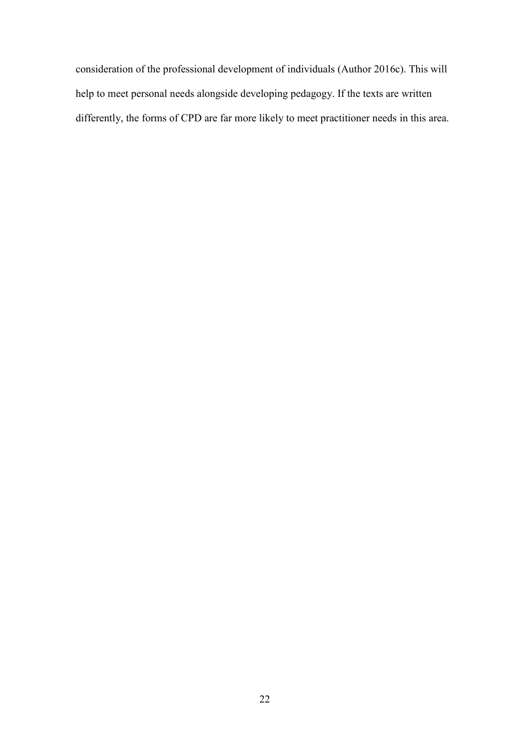consideration of the professional development of individuals (Author 2016c). This will help to meet personal needs alongside developing pedagogy. If the texts are written differently, the forms of CPD are far more likely to meet practitioner needs in this area.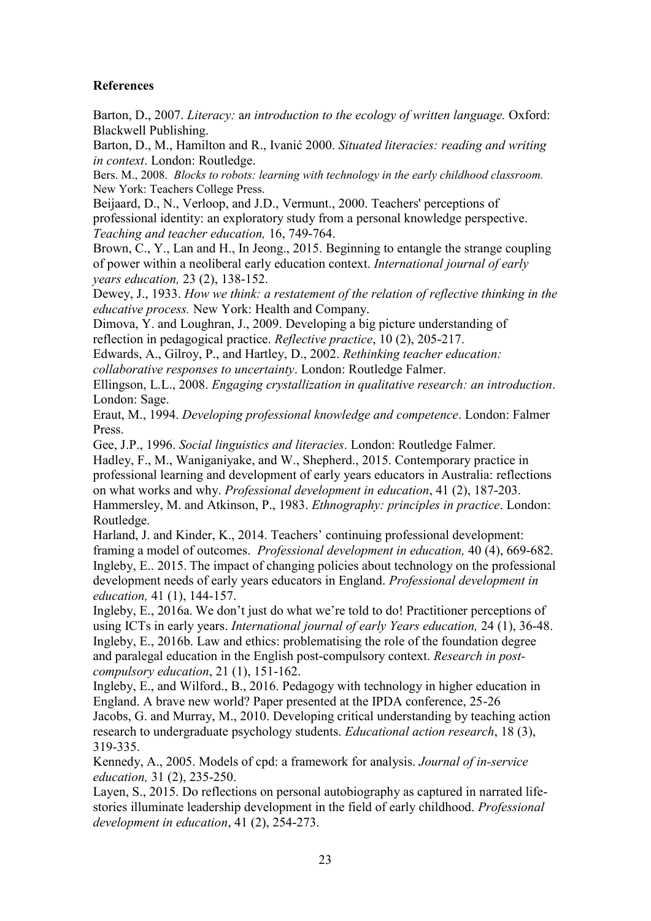**References**

Barton, D., 2007. *Literacy:* a*n introduction to the ecology of written language.* Oxford: Blackwell Publishing.

Barton, D., M., Hamilton and R., Ivanić 2000. *Situated literacies: reading and writing in context*. London: Routledge.

Bers. M., 2008. *Blocks to robots: learning with technology in the early childhood classroom.* New York: Teachers College Press.

Beijaard, D., N., Verloop, and J.D., Vermunt., 2000. Teachers' perceptions of professional identity: an exploratory study from a personal knowledge perspective. *Teaching and teacher education,* 16, 749-764.

Brown, C., Y., Lan and H., In Jeong., 2015. Beginning to entangle the strange coupling of power within a neoliberal early education context. *International journal of early years education,* 23 (2), 138-152.

Dewey, J., 1933. *How we think: a restatement of the relation of reflective thinking in the educative process.* New York: Health and Company.

Dimova, Y. and Loughran, J., 2009. Developing a big picture understanding of reflection in pedagogical practice. *Reflective practice*, 10 (2), 205-217.

Edwards, A., Gilroy, P., and Hartley, D., 2002. *Rethinking teacher education: collaborative responses to uncertainty*. London: Routledge Falmer.

Ellingson, L.L., 2008. *Engaging crystallization in qualitative research: an introduction*. London: Sage.

Eraut, M., 1994. *Developing professional knowledge and competence*. London: Falmer Press.

Gee, J.P., 1996. *Social linguistics and literacies*. London: Routledge Falmer.

Hadley, F., M., Waniganiyake, and W., Shepherd., 2015. Contemporary practice in professional learning and development of early years educators in Australia: reflections on what works and why. *Professional development in education*, 41 (2), 187-203.

Hammersley, M. and Atkinson, P., 1983. *Ethnography: principles in practice*. London: Routledge.

Harland, J. and Kinder, K., 2014. Teachers' continuing professional development: framing a model of outcomes. *Professional development in education,* 40 (4), 669-682.

Ingleby, E.. 2015. The impact of changing policies about technology on the professional development needs of early years educators in England. *Professional development in education,* 41 (1), 144-157.

Ingleby, E., 2016a. We don't just do what we're told to do! Practitioner perceptions of using ICTs in early years. *International journal of early Years education,* 24 (1), 36-48.

Ingleby, E., 2016b. Law and ethics: problematising the role of the foundation degree and paralegal education in the English post-compulsory context. *Research in post-compulsory education*, 21 (1), 151-162.

Ingleby, E., and Wilford., B., 2016. Pedagogy with technology in higher education in England. A brave new world? Paper presented at the IPDA conference, 25-26

Jacobs, G. and Murray, M., 2010. Developing critical understanding by teaching action research to undergraduate psychology students. *Educational action research*, 18 (3), 319-335.

Kennedy, A., 2005. Models of cpd: a framework for analysis. *Journal of in-service education,* 31 (2), 235-250.

Layen, S., 2015. Do reflections on personal autobiography as captured in narrated life-stories illuminate leadership development in the field of early childhood. *Professional development in education*, 41 (2), 254-273.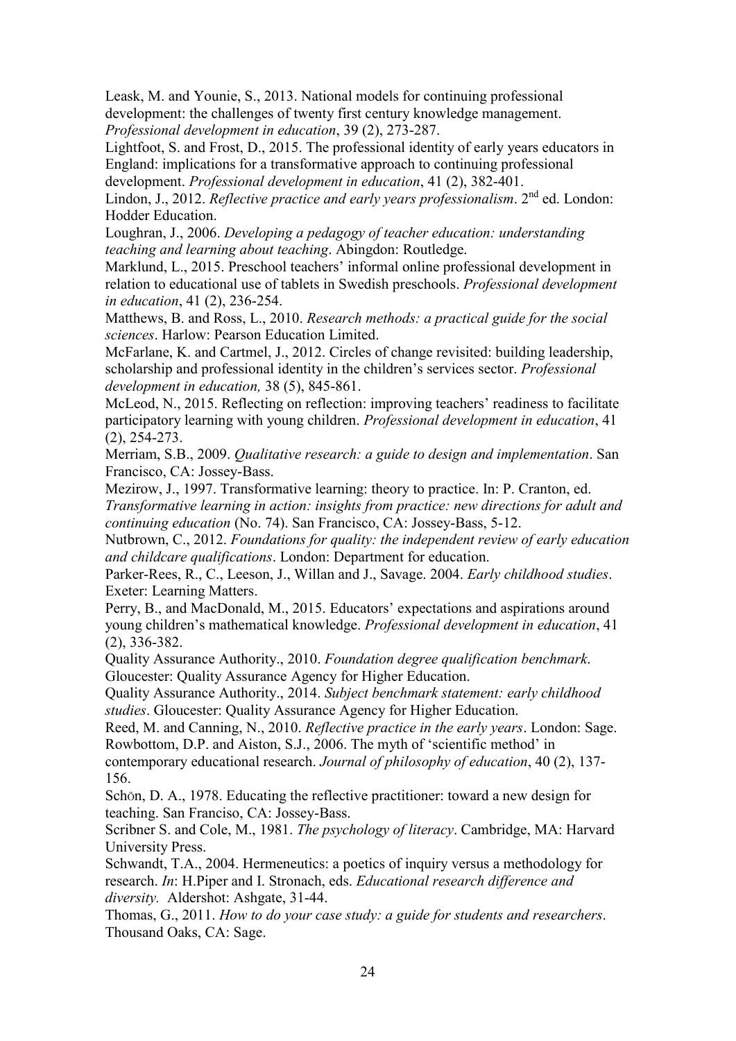Leask, M. and Younie, S., 2013. National models for continuing professional development: the challenges of twenty first century knowledge management. *Professional development in education*, 39 (2), 273-287.

Lightfoot, S. and Frost, D., 2015. The professional identity of early years educators in England: implications for a transformative approach to continuing professional development. *Professional development in education*, 41 (2), 382-401.

Lindon, J., 2012. *Reflective practice and early years professionalism*. 2nd ed. London: Hodder Education.

Loughran, J., 2006. *Developing a pedagogy of teacher education: understanding teaching and learning about teaching*. Abingdon: Routledge.

Marklund, L., 2015. Preschool teachers' informal online professional development in relation to educational use of tablets in Swedish preschools. *Professional development in education*, 41 (2), 236-254.

Matthews, B. and Ross, L., 2010. *Research methods: a practical guide for the social sciences*. Harlow: Pearson Education Limited.

McFarlane, K. and Cartmel, J., 2012. Circles of change revisited: building leadership, scholarship and professional identity in the children's services sector. *Professional development in education,* 38 (5), 845-861.

McLeod, N., 2015. Reflecting on reflection: improving teachers' readiness to facilitate participatory learning with young children. *Professional development in education*, 41 (2), 254-273.

Merriam, S.B., 2009. *Qualitative research: a guide to design and implementation*. San Francisco, CA: Jossey-Bass.

Mezirow, J., 1997. Transformative learning: theory to practice. In: P. Cranton, ed. *Transformative learning in action: insights from practice: new directions for adult and continuing education* (No. 74). San Francisco, CA: Jossey-Bass, 5-12.

Nutbrown, C., 2012. *Foundations for quality: the independent review of early education and childcare qualifications*. London: Department for education.

Parker-Rees, R., C., Leeson, J., Willan and J., Savage. 2004. *Early childhood studies*. Exeter: Learning Matters.

Perry, B., and MacDonald, M., 2015. Educators' expectations and aspirations around young children's mathematical knowledge. *Professional development in education*, 41 (2), 336-382.

Quality Assurance Authority., 2010. *Foundation degree qualification benchmark*. Gloucester: Quality Assurance Agency for Higher Education.

Quality Assurance Authority., 2014. *Subject benchmark statement: early childhood studies*. Gloucester: Quality Assurance Agency for Higher Education.

Reed, M. and Canning, N., 2010. *Reflective practice in the early years*. London: Sage.

Rowbottom, D.P. and Aiston, S.J., 2006. The myth of 'scientific method' in contemporary educational research. *Journal of philosophy of education*, 40 (2), 137-156.

Schön, D. A., 1978. Educating the reflective practitioner: toward a new design for teaching. San Franciso, CA: Jossey-Bass.

Scribner S. and Cole, M., 1981. *The psychology of literacy*. Cambridge, MA: Harvard University Press.

Schwandt, T.A., 2004. Hermeneutics: a poetics of inquiry versus a methodology for research. *In*: H.Piper and I. Stronach, eds. *Educational research difference and diversity.* Aldershot: Ashgate, 31-44.

Thomas, G., 2011. *How to do your case study: a guide for students and researchers*. Thousand Oaks, CA: Sage.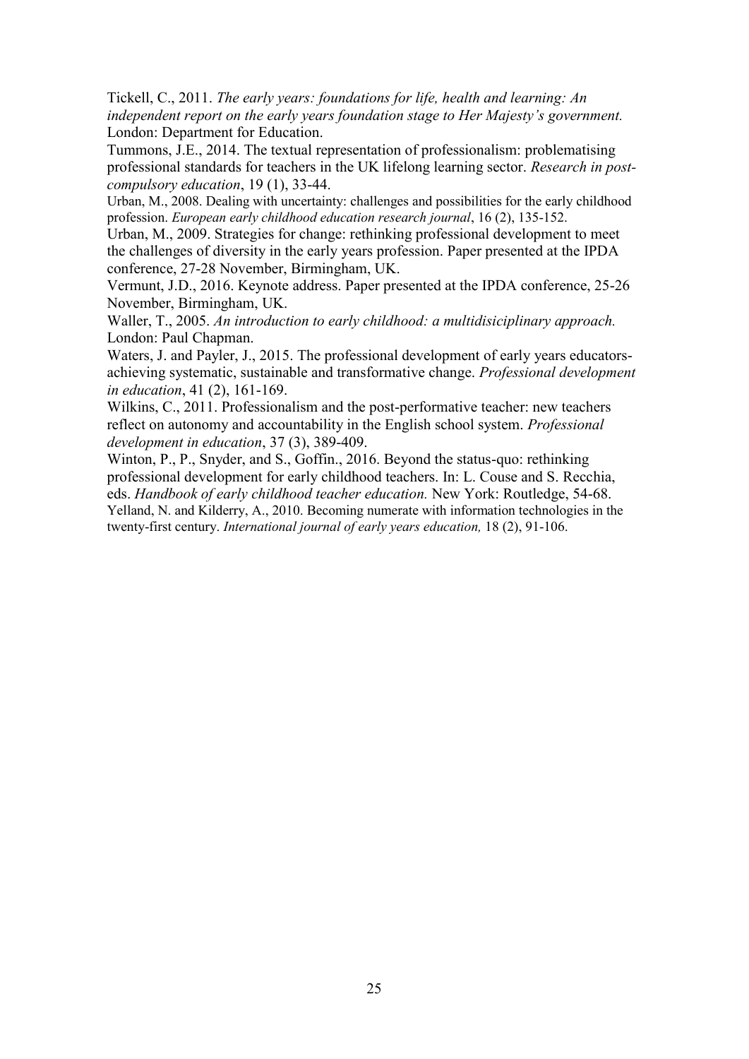Tickell, C., 2011. *The early years: foundations for life, health and learning: An independent report on the early years foundation stage to Her Majesty's government.* London: Department for Education.

Tummons, J.E., 2014. The textual representation of professionalism: problematising professional standards for teachers in the UK lifelong learning sector. *Research in post-compulsory education*, 19 (1), 33-44.

Urban, M., 2008. Dealing with uncertainty: challenges and possibilities for the early childhood profession. *European early childhood education research journal*, 16 (2), 135-152.

Urban, M., 2009. Strategies for change: rethinking professional development to meet the challenges of diversity in the early years profession. Paper presented at the IPDA conference, 27-28 November, Birmingham, UK.

Vermunt, J.D., 2016. Keynote address. Paper presented at the IPDA conference, 25-26 November, Birmingham, UK.

Waller, T., 2005. *An introduction to early childhood: a multidisiciplinary approach.* London: Paul Chapman.

Waters, J. and Payler, J., 2015. The professional development of early years educators-achieving systematic, sustainable and transformative change. *Professional development in education*, 41 (2), 161-169.

Wilkins, C., 2011. Professionalism and the post-performative teacher: new teachers reflect on autonomy and accountability in the English school system. *Professional development in education*, 37 (3), 389-409.

Winton, P., P., Snyder, and S., Goffin., 2016. Beyond the status-quo: rethinking professional development for early childhood teachers. In: L. Couse and S. Recchia, eds. *Handbook of early childhood teacher education.* New York: Routledge, 54-68.

Yelland, N. and Kilderry, A., 2010. Becoming numerate with information technologies in the twenty-first century. *International journal of early years education,* 18 (2), 91-106.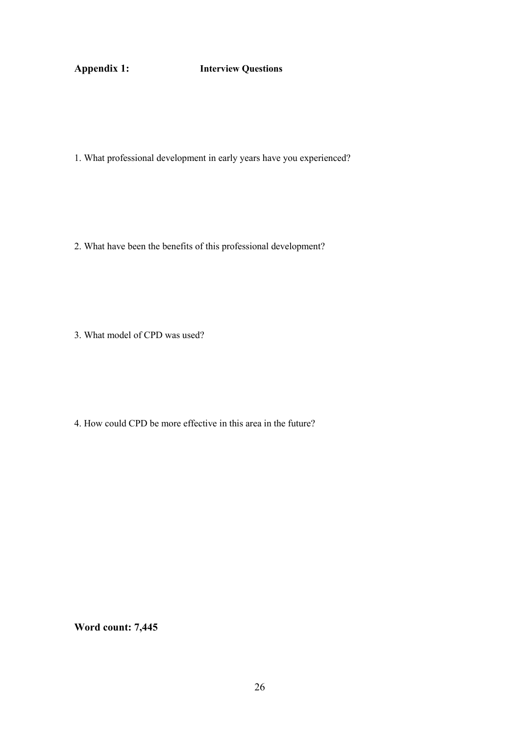## Appendix 1: Interview Questions

1. What professional development in early years have you experienced?

2. What have been the benefits of this professional development?

3. What model of CPD was used?

4. How could CPD be more effective in this area in the future?

**Word count: 7,445**